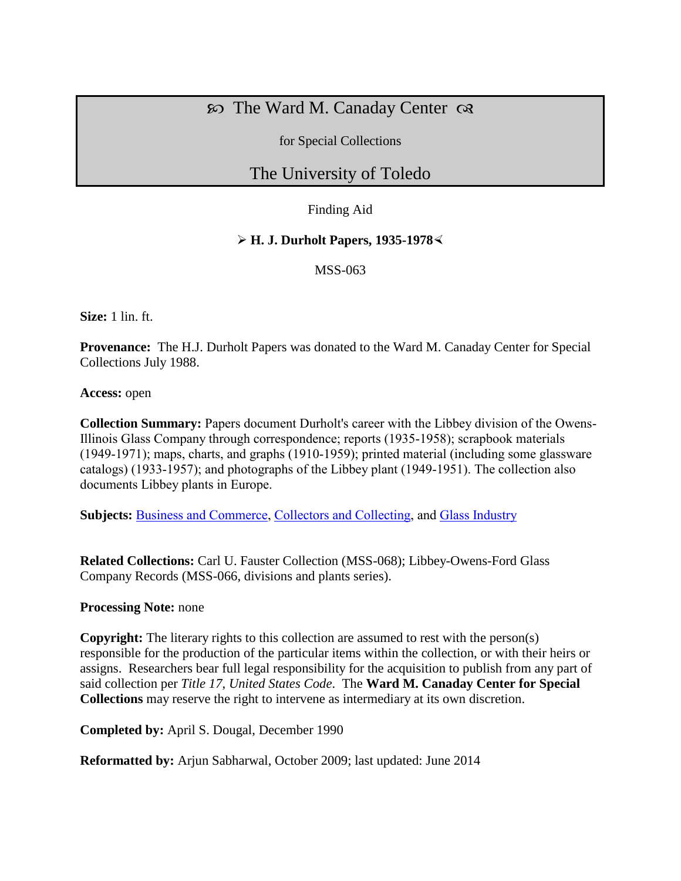# ␂ The Ward M. Canaday Center ␃

for Special Collections

## The University of Toledo

Finding Aid

### ➢ H. J. Durholt Papers, 1935-1978 ⋖

MSS-063

**Size:** 1 lin. ft.

**Provenance:** The H.J. Durholt Papers was donated to the Ward M. Canaday Center for Special Collections July 1988.

**Access:** open

**Collection Summary:** Papers document Durholt's career with the Libbey division of the Owens-Illinois Glass Company through correspondence; reports (1935-1958); scrapbook materials (1949-1971); maps, charts, and graphs (1910-1959); printed material (including some glassware catalogs) (1933-1957); and photographs of the Libbey plant (1949-1951). The collection also documents Libbey plants in Europe.

**Subjects:** Business and Commerce, Collectors and Collecting, and Glass Industry

**Related Collections:** Carl U. Fauster Collection (MSS-068); Libbey-Owens-Ford Glass Company Records (MSS-066, divisions and plants series).

**Processing Note:** none

**Copyright:** The literary rights to this collection are assumed to rest with the person(s) responsible for the production of the particular items within the collection, or with their heirs or assigns. Researchers bear full legal responsibility for the acquisition to publish from any part of said collection per *Title 17, United States Code*. The **Ward M. Canaday Center for Special Collections** may reserve the right to intervene as intermediary at its own discretion.

**Completed by:** April S. Dougal, December 1990

**Reformatted by:** Arjun Sabharwal, October 2009; last updated: June 2014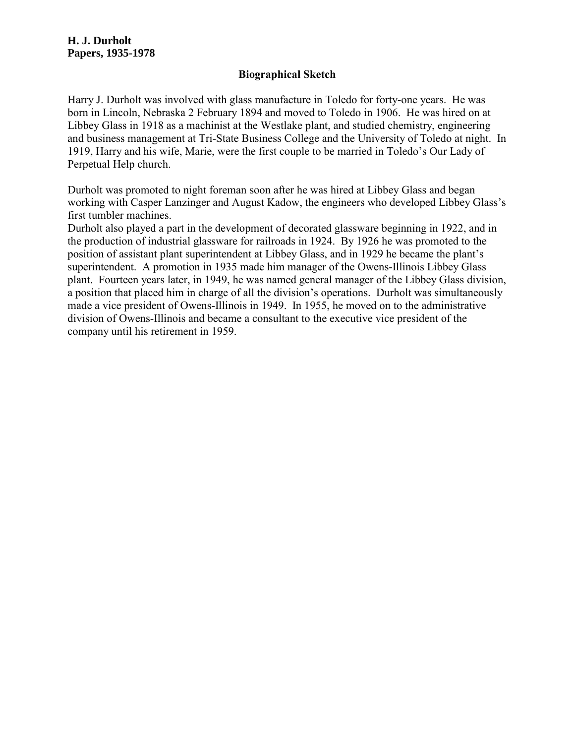**H. J. Durholt**
**Papers, 1935-1978**

## Biographical Sketch

Harry J. Durholt was involved with glass manufacture in Toledo for forty-one years. He was born in Lincoln, Nebraska 2 February 1894 and moved to Toledo in 1906. He was hired on at Libbey Glass in 1918 as a machinist at the Westlake plant, and studied chemistry, engineering and business management at Tri-State Business College and the University of Toledo at night. In 1919, Harry and his wife, Marie, were the first couple to be married in Toledo's Our Lady of Perpetual Help church.

Durholt was promoted to night foreman soon after he was hired at Libbey Glass and began working with Casper Lanzinger and August Kadow, the engineers who developed Libbey Glass's first tumbler machines.

Durholt also played a part in the development of decorated glassware beginning in 1922, and in the production of industrial glassware for railroads in 1924. By 1926 he was promoted to the position of assistant plant superintendent at Libbey Glass, and in 1929 he became the plant's superintendent. A promotion in 1935 made him manager of the Owens-Illinois Libbey Glass plant. Fourteen years later, in 1949, he was named general manager of the Libbey Glass division, a position that placed him in charge of all the division's operations. Durholt was simultaneously made a vice president of Owens-Illinois in 1949. In 1955, he moved on to the administrative division of Owens-Illinois and became a consultant to the executive vice president of the company until his retirement in 1959.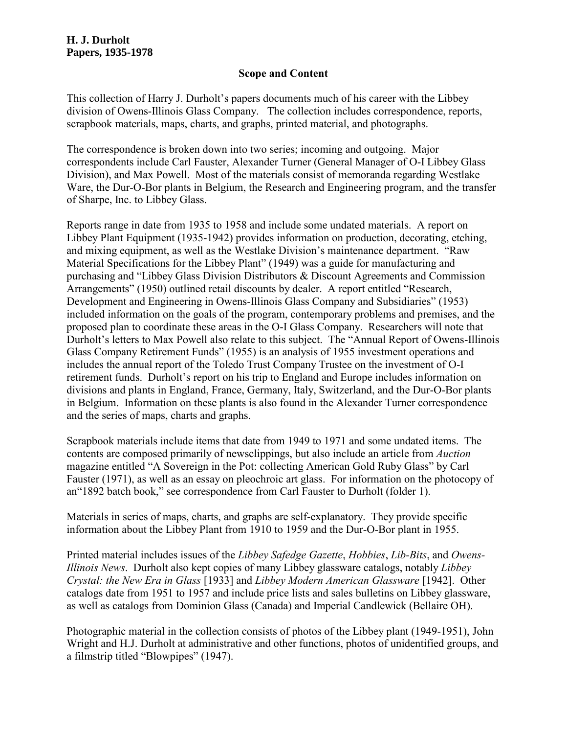**H. J. Durholt**
**Papers, 1935-1978**

## Scope and Content

This collection of Harry J. Durholt's papers documents much of his career with the Libbey division of Owens-Illinois Glass Company. The collection includes correspondence, reports, scrapbook materials, maps, charts, and graphs, printed material, and photographs.

The correspondence is broken down into two series; incoming and outgoing. Major correspondents include Carl Fauster, Alexander Turner (General Manager of O-I Libbey Glass Division), and Max Powell. Most of the materials consist of memoranda regarding Westlake Ware, the Dur-O-Bor plants in Belgium, the Research and Engineering program, and the transfer of Sharpe, Inc. to Libbey Glass.

Reports range in date from 1935 to 1958 and include some undated materials. A report on Libbey Plant Equipment (1935-1942) provides information on production, decorating, etching, and mixing equipment, as well as the Westlake Division's maintenance department. "Raw Material Specifications for the Libbey Plant" (1949) was a guide for manufacturing and purchasing and "Libbey Glass Division Distributors & Discount Agreements and Commission Arrangements" (1950) outlined retail discounts by dealer. A report entitled "Research, Development and Engineering in Owens-Illinois Glass Company and Subsidiaries" (1953) included information on the goals of the program, contemporary problems and premises, and the proposed plan to coordinate these areas in the O-I Glass Company. Researchers will note that Durholt's letters to Max Powell also relate to this subject. The "Annual Report of Owens-Illinois Glass Company Retirement Funds" (1955) is an analysis of 1955 investment operations and includes the annual report of the Toledo Trust Company Trustee on the investment of O-I retirement funds. Durholt's report on his trip to England and Europe includes information on divisions and plants in England, France, Germany, Italy, Switzerland, and the Dur-O-Bor plants in Belgium. Information on these plants is also found in the Alexander Turner correspondence and the series of maps, charts and graphs.

Scrapbook materials include items that date from 1949 to 1971 and some undated items. The contents are composed primarily of newsclippings, but also include an article from *Auction* magazine entitled "A Sovereign in the Pot: collecting American Gold Ruby Glass" by Carl Fauster (1971), as well as an essay on pleochroic art glass. For information on the photocopy of an"1892 batch book," see correspondence from Carl Fauster to Durholt (folder 1).

Materials in series of maps, charts, and graphs are self-explanatory. They provide specific information about the Libbey Plant from 1910 to 1959 and the Dur-O-Bor plant in 1955.

Printed material includes issues of the *Libbey Safedge Gazette*, *Hobbies*, *Lib-Bits*, and *Owens-Illinois News*. Durholt also kept copies of many Libbey glassware catalogs, notably *Libbey Crystal: the New Era in Glass* [1933] and *Libbey Modern American Glassware* [1942]. Other catalogs date from 1951 to 1957 and include price lists and sales bulletins on Libbey glassware, as well as catalogs from Dominion Glass (Canada) and Imperial Candlewick (Bellaire OH).

Photographic material in the collection consists of photos of the Libbey plant (1949-1951), John Wright and H.J. Durholt at administrative and other functions, photos of unidentified groups, and a filmstrip titled "Blowpipes" (1947).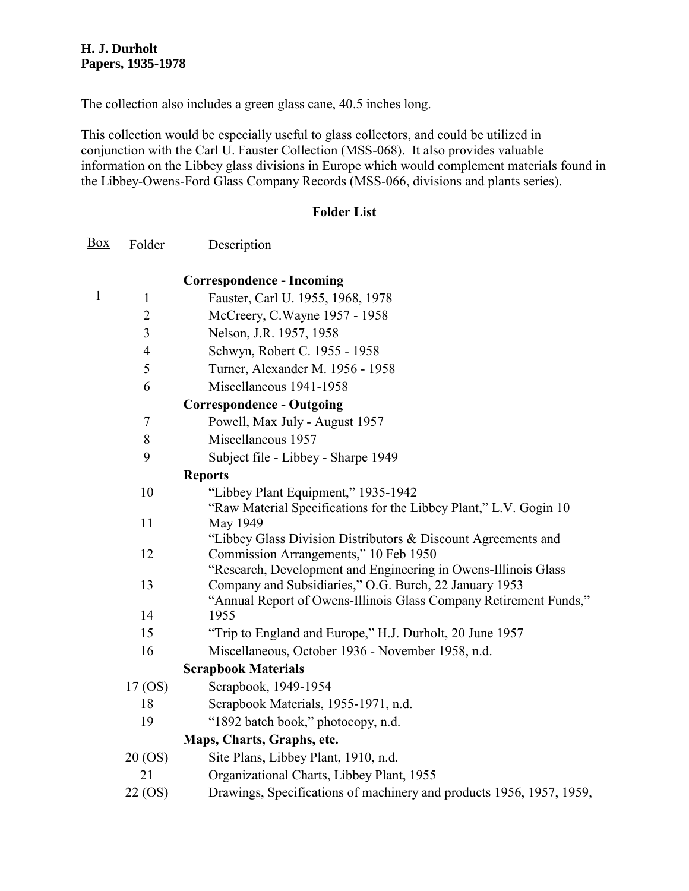**H. J. Durholt**
**Papers, 1935-1978**

The collection also includes a green glass cane, 40.5 inches long.

This collection would be especially useful to glass collectors, and could be utilized in conjunction with the Carl U. Fauster Collection (MSS-068). It also provides valuable information on the Libbey glass divisions in Europe which would complement materials found in the Libbey-Owens-Ford Glass Company Records (MSS-066, divisions and plants series).

## Folder List

| Box | Folder | Description |
|---|---|---|
| | | **Correspondence - Incoming** |
| 1 | 1 | Fauster, Carl U. 1955, 1968, 1978 |
| | 2 | McCreery, C.Wayne 1957 - 1958 |
| | 3 | Nelson, J.R. 1957, 1958 |
| | 4 | Schwyn, Robert C. 1955 - 1958 |
| | 5 | Turner, Alexander M. 1956 - 1958 |
| | 6 | Miscellaneous 1941-1958 |
| | | **Correspondence - Outgoing** |
| | 7 | Powell, Max July - August 1957 |
| | 8 | Miscellaneous 1957 |
| | 9 | Subject file - Libbey - Sharpe 1949 |
| | | **Reports** |
| | 10 | "Libbey Plant Equipment," 1935-1942 |
| | 11 | "Raw Material Specifications for the Libbey Plant," L.V. Gogin 10 May 1949 |
| | 12 | "Libbey Glass Division Distributors & Discount Agreements and Commission Arrangements," 10 Feb 1950 |
| | 13 | "Research, Development and Engineering in Owens-Illinois Glass Company and Subsidiaries," O.G. Burch, 22 January 1953 |
| | 14 | "Annual Report of Owens-Illinois Glass Company Retirement Funds," 1955 |
| | 15 | "Trip to England and Europe," H.J. Durholt, 20 June 1957 |
| | 16 | Miscellaneous, October 1936 - November 1958, n.d. |
| | | **Scrapbook Materials** |
| | 17 (OS) | Scrapbook, 1949-1954 |
| | 18 | Scrapbook Materials, 1955-1971, n.d. |
| | 19 | "1892 batch book," photocopy, n.d. |
| | | **Maps, Charts, Graphs, etc.** |
| | 20 (OS) | Site Plans, Libbey Plant, 1910, n.d. |
| | 21 | Organizational Charts, Libbey Plant, 1955 |
| | 22 (OS) | Drawings, Specifications of machinery and products 1956, 1957, 1959, |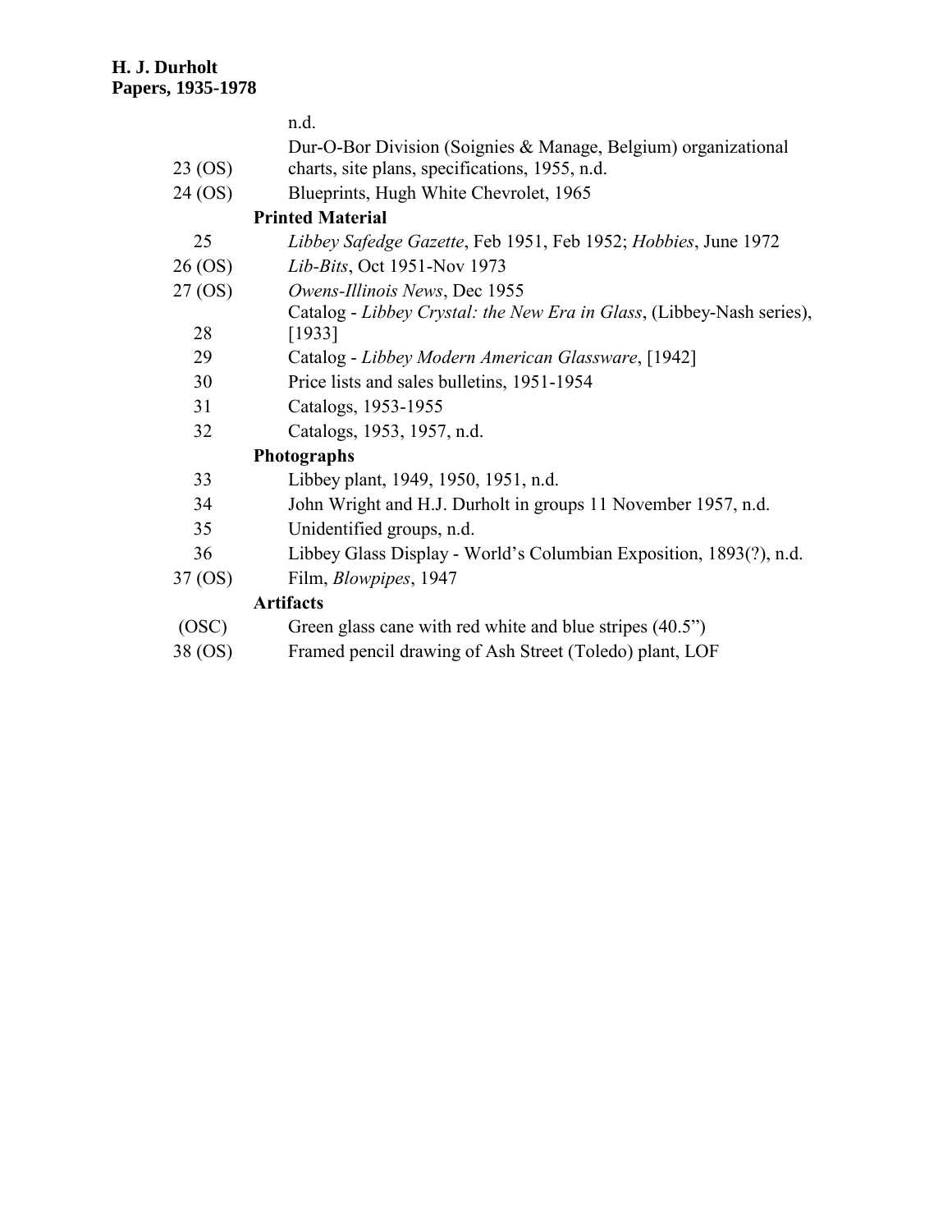| | |
|---|---|
| | n.d. |
| 23 (OS) | Dur-O-Bor Division (Soignies & Manage, Belgium) organizational charts, site plans, specifications, 1955, n.d. |
| 24 (OS) | Blueprints, Hugh White Chevrolet, 1965 |
| | **Printed Material** |
| 25 | *Libbey Safedge Gazette*, Feb 1951, Feb 1952; *Hobbies*, June 1972 |
| 26 (OS) | *Lib-Bits*, Oct 1951-Nov 1973 |
| 27 (OS) | *Owens-Illinois News*, Dec 1955 |
| 28 | Catalog - *Libbey Crystal: the New Era in Glass*, (Libbey-Nash series), [1933] |
| 29 | Catalog - *Libbey Modern American Glassware*, [1942] |
| 30 | Price lists and sales bulletins, 1951-1954 |
| 31 | Catalogs, 1953-1955 |
| 32 | Catalogs, 1953, 1957, n.d. |
| | **Photographs** |
| 33 | Libbey plant, 1949, 1950, 1951, n.d. |
| 34 | John Wright and H.J. Durholt in groups 11 November 1957, n.d. |
| 35 | Unidentified groups, n.d. |
| 36 | Libbey Glass Display - World's Columbian Exposition, 1893(?), n.d. |
| 37 (OS) | Film, *Blowpipes*, 1947 |
| | **Artifacts** |
| (OSC) | Green glass cane with red white and blue stripes (40.5") |
| 38 (OS) | Framed pencil drawing of Ash Street (Toledo) plant, LOF |